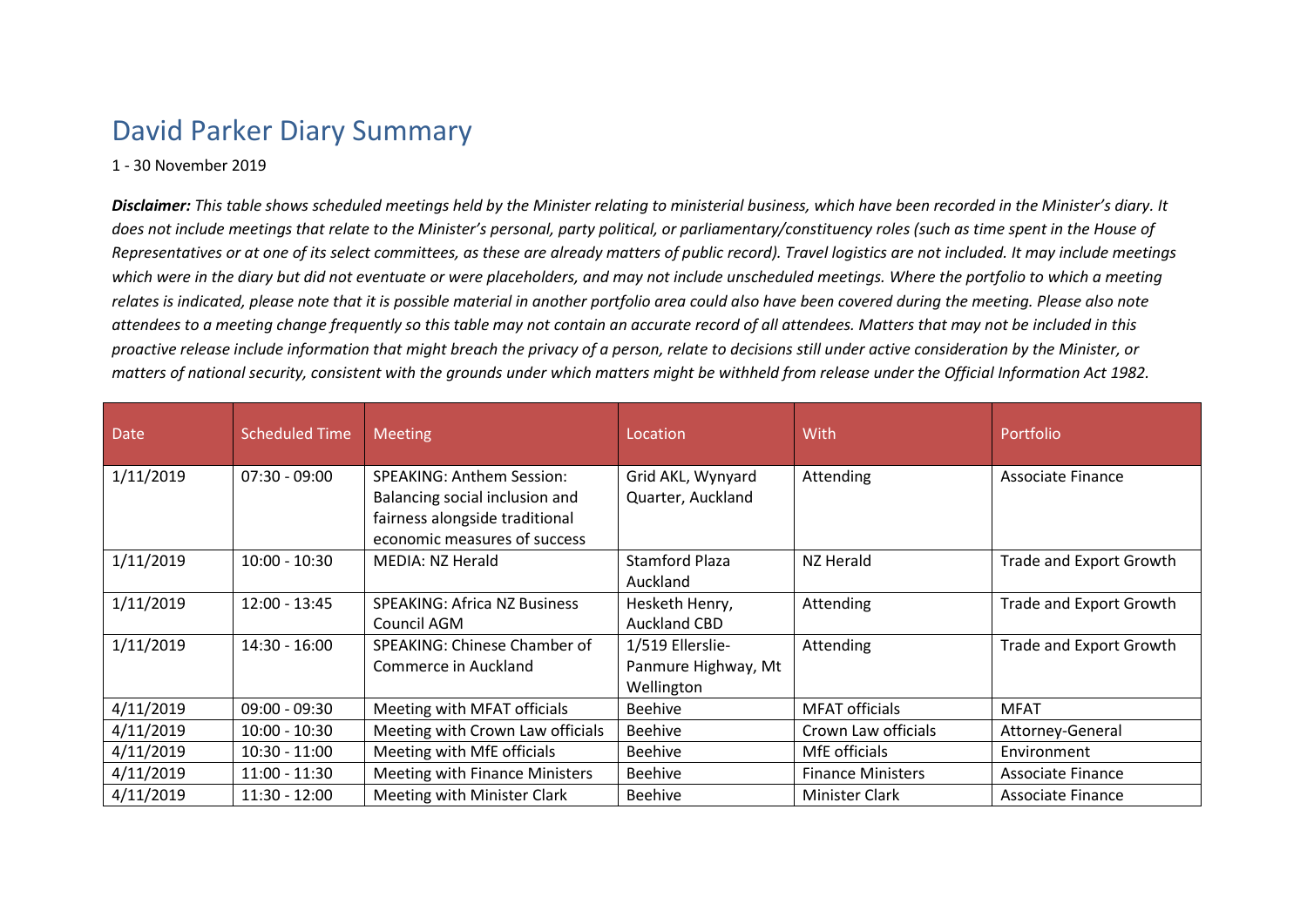# David Parker Diary Summary

1 - 30 November 2019

***Disclaimer:*** *This table shows scheduled meetings held by the Minister relating to ministerial business, which have been recorded in the Minister's diary. It does not include meetings that relate to the Minister's personal, party political, or parliamentary/constituency roles (such as time spent in the House of Representatives or at one of its select committees, as these are already matters of public record). Travel logistics are not included. It may include meetings which were in the diary but did not eventuate or were placeholders, and may not include unscheduled meetings. Where the portfolio to which a meeting relates is indicated, please note that it is possible material in another portfolio area could also have been covered during the meeting. Please also note attendees to a meeting change frequently so this table may not contain an accurate record of all attendees. Matters that may not be included in this proactive release include information that might breach the privacy of a person, relate to decisions still under active consideration by the Minister, or matters of national security, consistent with the grounds under which matters might be withheld from release under the Official Information Act 1982.*

| Date | Scheduled Time | Meeting | Location | With | Portfolio |
|---|---|---|---|---|---|
| 1/11/2019 | 07:30 - 09:00 | SPEAKING: Anthem Session: Balancing social inclusion and fairness alongside traditional economic measures of success | Grid AKL, Wynyard Quarter, Auckland | Attending | Associate Finance |
| 1/11/2019 | 10:00 - 10:30 | MEDIA: NZ Herald | Stamford Plaza Auckland | NZ Herald | Trade and Export Growth |
| 1/11/2019 | 12:00 - 13:45 | SPEAKING: Africa NZ Business Council AGM | Hesketh Henry, Auckland CBD | Attending | Trade and Export Growth |
| 1/11/2019 | 14:30 - 16:00 | SPEAKING: Chinese Chamber of Commerce in Auckland | 1/519 Ellerslie-Panmure Highway, Mt Wellington | Attending | Trade and Export Growth |
| 4/11/2019 | 09:00 - 09:30 | Meeting with MFAT officials | Beehive | MFAT officials | MFAT |
| 4/11/2019 | 10:00 - 10:30 | Meeting with Crown Law officials | Beehive | Crown Law officials | Attorney-General |
| 4/11/2019 | 10:30 - 11:00 | Meeting with MfE officials | Beehive | MfE officials | Environment |
| 4/11/2019 | 11:00 - 11:30 | Meeting with Finance Ministers | Beehive | Finance Ministers | Associate Finance |
| 4/11/2019 | 11:30 - 12:00 | Meeting with Minister Clark | Beehive | Minister Clark | Associate Finance |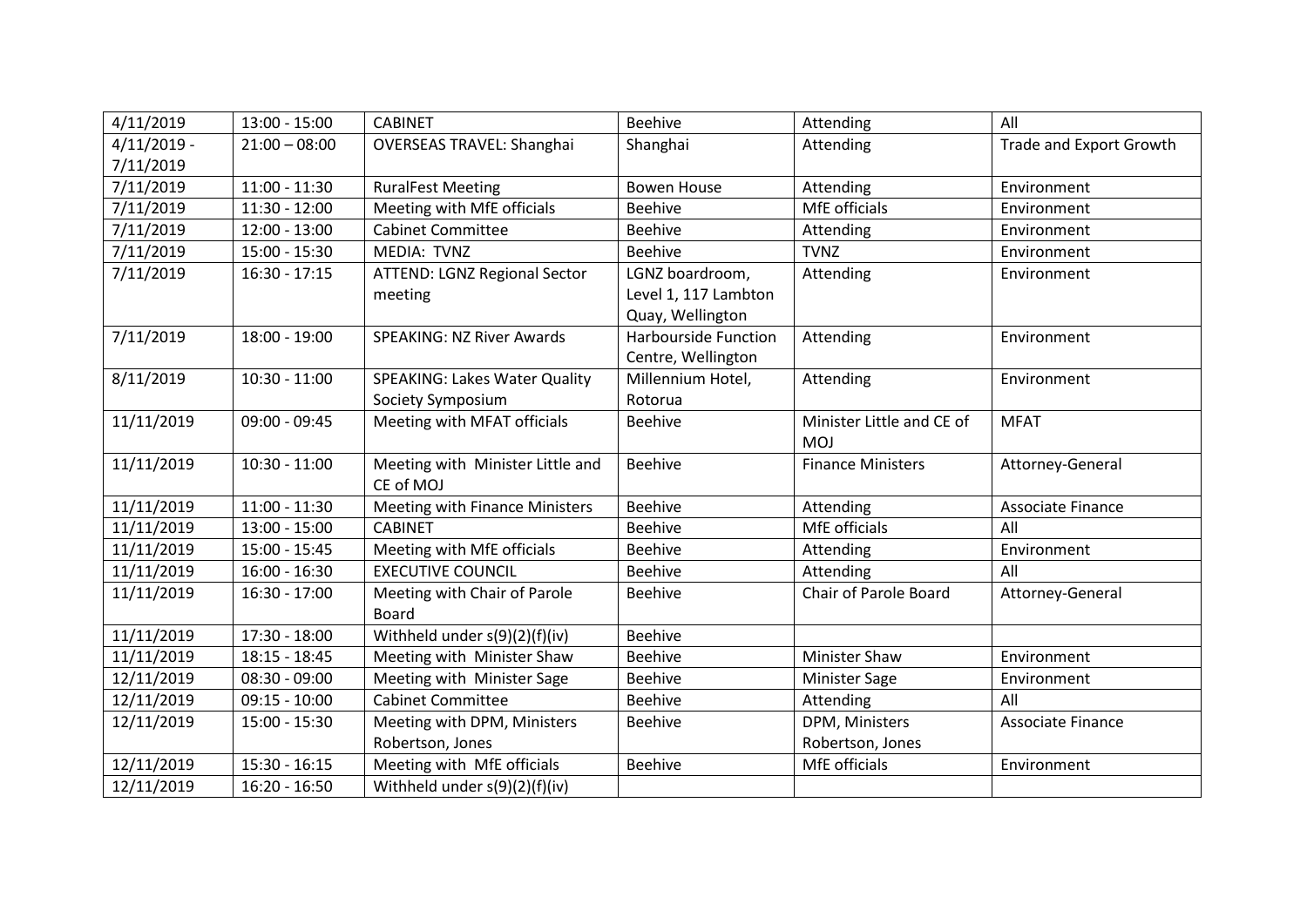| 4/11/2019 | 13:00 - 15:00 | CABINET | Beehive | Attending | All |
|---|---|---|---|---|---|
| 4/11/2019 - 7/11/2019 | 21:00 – 08:00 | OVERSEAS TRAVEL: Shanghai | Shanghai | Attending | Trade and Export Growth |
| 7/11/2019 | 11:00 - 11:30 | RuralFest Meeting | Bowen House | Attending | Environment |
| 7/11/2019 | 11:30 - 12:00 | Meeting with MfE officials | Beehive | MfE officials | Environment |
| 7/11/2019 | 12:00 - 13:00 | Cabinet Committee | Beehive | Attending | Environment |
| 7/11/2019 | 15:00 - 15:30 | MEDIA: TVNZ | Beehive | TVNZ | Environment |
| 7/11/2019 | 16:30 - 17:15 | ATTEND: LGNZ Regional Sector meeting | LGNZ boardroom, Level 1, 117 Lambton Quay, Wellington | Attending | Environment |
| 7/11/2019 | 18:00 - 19:00 | SPEAKING: NZ River Awards | Harbourside Function Centre, Wellington | Attending | Environment |
| 8/11/2019 | 10:30 - 11:00 | SPEAKING: Lakes Water Quality Society Symposium | Millennium Hotel, Rotorua | Attending | Environment |
| 11/11/2019 | 09:00 - 09:45 | Meeting with MFAT officials | Beehive | Minister Little and CE of MOJ | MFAT |
| 11/11/2019 | 10:30 - 11:00 | Meeting with Minister Little and CE of MOJ | Beehive | Finance Ministers | Attorney-General |
| 11/11/2019 | 11:00 - 11:30 | Meeting with Finance Ministers | Beehive | Attending | Associate Finance |
| 11/11/2019 | 13:00 - 15:00 | CABINET | Beehive | MfE officials | All |
| 11/11/2019 | 15:00 - 15:45 | Meeting with MfE officials | Beehive | Attending | Environment |
| 11/11/2019 | 16:00 - 16:30 | EXECUTIVE COUNCIL | Beehive | Attending | All |
| 11/11/2019 | 16:30 - 17:00 | Meeting with Chair of Parole Board | Beehive | Chair of Parole Board | Attorney-General |
| 11/11/2019 | 17:30 - 18:00 | Withheld under s(9)(2)(f)(iv) | Beehive | | |
| 11/11/2019 | 18:15 - 18:45 | Meeting with Minister Shaw | Beehive | Minister Shaw | Environment |
| 12/11/2019 | 08:30 - 09:00 | Meeting with Minister Sage | Beehive | Minister Sage | Environment |
| 12/11/2019 | 09:15 - 10:00 | Cabinet Committee | Beehive | Attending | All |
| 12/11/2019 | 15:00 - 15:30 | Meeting with DPM, Ministers Robertson, Jones | Beehive | DPM, Ministers Robertson, Jones | Associate Finance |
| 12/11/2019 | 15:30 - 16:15 | Meeting with MfE officials | Beehive | MfE officials | Environment |
| 12/11/2019 | 16:20 - 16:50 | Withheld under s(9)(2)(f)(iv) | | | |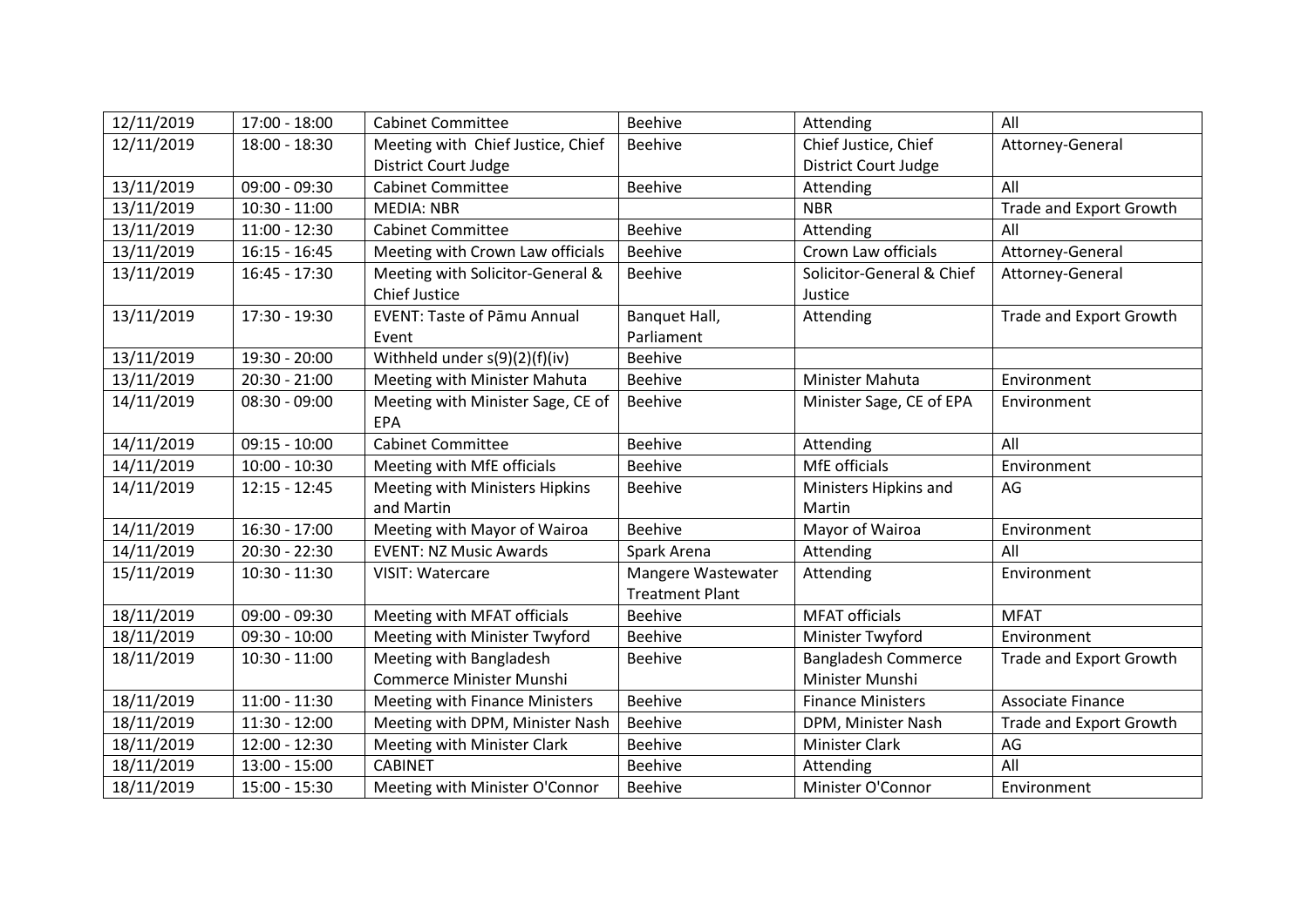| 12/11/2019 | 17:00 - 18:00 | Cabinet Committee | Beehive | Attending | All |
|---|---|---|---|---|---|
| 12/11/2019 | 18:00 - 18:30 | Meeting with Chief Justice, Chief District Court Judge | Beehive | Chief Justice, Chief District Court Judge | Attorney-General |
| 13/11/2019 | 09:00 - 09:30 | Cabinet Committee | Beehive | Attending | All |
| 13/11/2019 | 10:30 - 11:00 | MEDIA: NBR | | NBR | Trade and Export Growth |
| 13/11/2019 | 11:00 - 12:30 | Cabinet Committee | Beehive | Attending | All |
| 13/11/2019 | 16:15 - 16:45 | Meeting with Crown Law officials | Beehive | Crown Law officials | Attorney-General |
| 13/11/2019 | 16:45 - 17:30 | Meeting with Solicitor-General & Chief Justice | Beehive | Solicitor-General & Chief Justice | Attorney-General |
| 13/11/2019 | 17:30 - 19:30 | EVENT: Taste of Pāmu Annual Event | Banquet Hall, Parliament | Attending | Trade and Export Growth |
| 13/11/2019 | 19:30 - 20:00 | Withheld under s(9)(2)(f)(iv) | Beehive | | |
| 13/11/2019 | 20:30 - 21:00 | Meeting with Minister Mahuta | Beehive | Minister Mahuta | Environment |
| 14/11/2019 | 08:30 - 09:00 | Meeting with Minister Sage, CE of EPA | Beehive | Minister Sage, CE of EPA | Environment |
| 14/11/2019 | 09:15 - 10:00 | Cabinet Committee | Beehive | Attending | All |
| 14/11/2019 | 10:00 - 10:30 | Meeting with MfE officials | Beehive | MfE officials | Environment |
| 14/11/2019 | 12:15 - 12:45 | Meeting with Ministers Hipkins and Martin | Beehive | Ministers Hipkins and Martin | AG |
| 14/11/2019 | 16:30 - 17:00 | Meeting with Mayor of Wairoa | Beehive | Mayor of Wairoa | Environment |
| 14/11/2019 | 20:30 - 22:30 | EVENT: NZ Music Awards | Spark Arena | Attending | All |
| 15/11/2019 | 10:30 - 11:30 | VISIT: Watercare | Mangere Wastewater Treatment Plant | Attending | Environment |
| 18/11/2019 | 09:00 - 09:30 | Meeting with MFAT officials | Beehive | MFAT officials | MFAT |
| 18/11/2019 | 09:30 - 10:00 | Meeting with Minister Twyford | Beehive | Minister Twyford | Environment |
| 18/11/2019 | 10:30 - 11:00 | Meeting with Bangladesh Commerce Minister Munshi | Beehive | Bangladesh Commerce Minister Munshi | Trade and Export Growth |
| 18/11/2019 | 11:00 - 11:30 | Meeting with Finance Ministers | Beehive | Finance Ministers | Associate Finance |
| 18/11/2019 | 11:30 - 12:00 | Meeting with DPM, Minister Nash | Beehive | DPM, Minister Nash | Trade and Export Growth |
| 18/11/2019 | 12:00 - 12:30 | Meeting with Minister Clark | Beehive | Minister Clark | AG |
| 18/11/2019 | 13:00 - 15:00 | CABINET | Beehive | Attending | All |
| 18/11/2019 | 15:00 - 15:30 | Meeting with Minister O'Connor | Beehive | Minister O'Connor | Environment |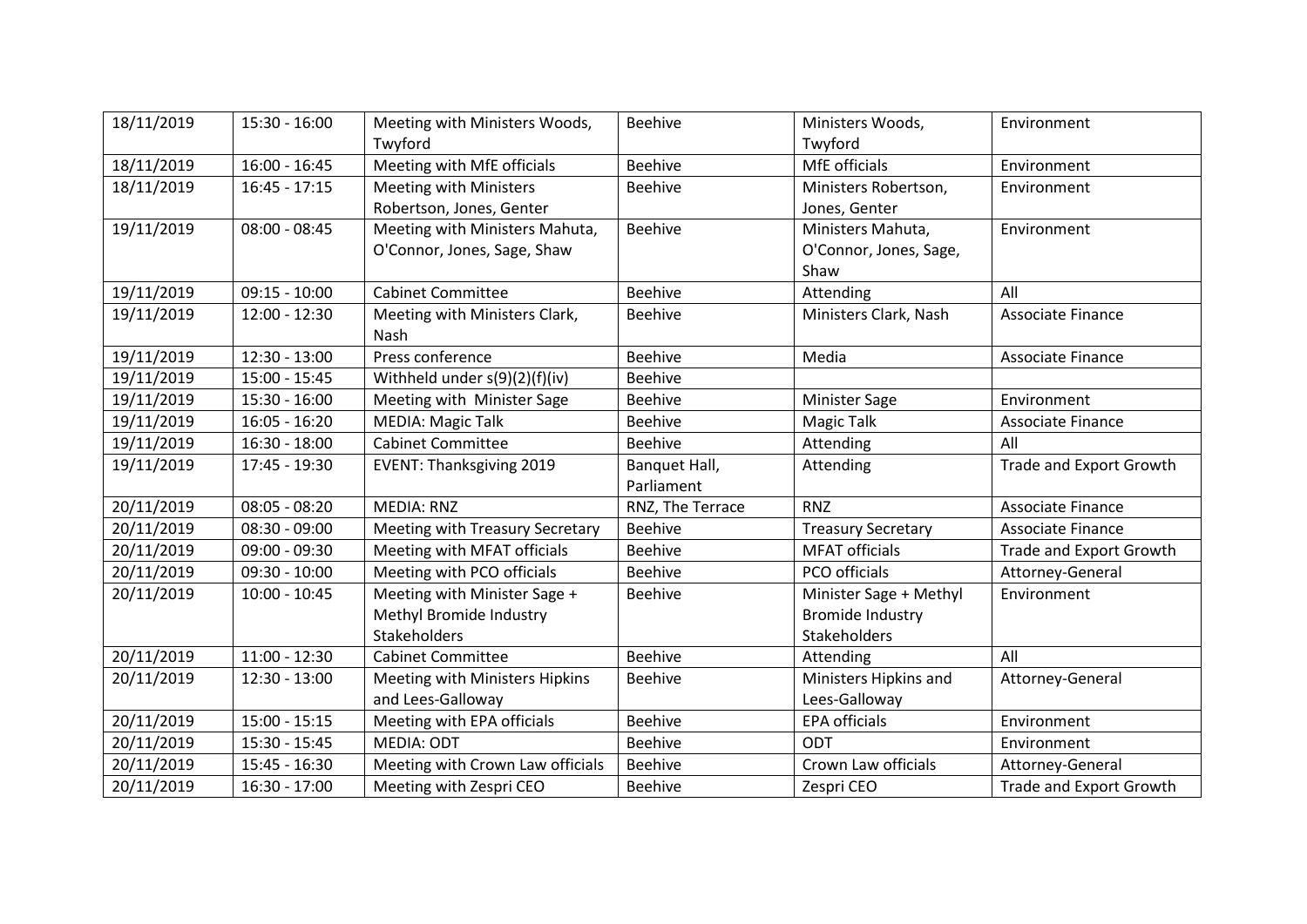| 18/11/2019 | 15:30 - 16:00 | Meeting with Ministers Woods, Twyford | Beehive | Ministers Woods, Twyford | Environment |
|---|---|---|---|---|---|
| 18/11/2019 | 16:00 - 16:45 | Meeting with MfE officials | Beehive | MfE officials | Environment |
| 18/11/2019 | 16:45 - 17:15 | Meeting with Ministers Robertson, Jones, Genter | Beehive | Ministers Robertson, Jones, Genter | Environment |
| 19/11/2019 | 08:00 - 08:45 | Meeting with Ministers Mahuta, O'Connor, Jones, Sage, Shaw | Beehive | Ministers Mahuta, O'Connor, Jones, Sage, Shaw | Environment |
| 19/11/2019 | 09:15 - 10:00 | Cabinet Committee | Beehive | Attending | All |
| 19/11/2019 | 12:00 - 12:30 | Meeting with Ministers Clark, Nash | Beehive | Ministers Clark, Nash | Associate Finance |
| 19/11/2019 | 12:30 - 13:00 | Press conference | Beehive | Media | Associate Finance |
| 19/11/2019 | 15:00 - 15:45 | Withheld under s(9)(2)(f)(iv) | Beehive | | |
| 19/11/2019 | 15:30 - 16:00 | Meeting with Minister Sage | Beehive | Minister Sage | Environment |
| 19/11/2019 | 16:05 - 16:20 | MEDIA: Magic Talk | Beehive | Magic Talk | Associate Finance |
| 19/11/2019 | 16:30 - 18:00 | Cabinet Committee | Beehive | Attending | All |
| 19/11/2019 | 17:45 - 19:30 | EVENT: Thanksgiving 2019 | Banquet Hall, Parliament | Attending | Trade and Export Growth |
| 20/11/2019 | 08:05 - 08:20 | MEDIA: RNZ | RNZ, The Terrace | RNZ | Associate Finance |
| 20/11/2019 | 08:30 - 09:00 | Meeting with Treasury Secretary | Beehive | Treasury Secretary | Associate Finance |
| 20/11/2019 | 09:00 - 09:30 | Meeting with MFAT officials | Beehive | MFAT officials | Trade and Export Growth |
| 20/11/2019 | 09:30 - 10:00 | Meeting with PCO officials | Beehive | PCO officials | Attorney-General |
| 20/11/2019 | 10:00 - 10:45 | Meeting with Minister Sage + Methyl Bromide Industry Stakeholders | Beehive | Minister Sage + Methyl Bromide Industry Stakeholders | Environment |
| 20/11/2019 | 11:00 - 12:30 | Cabinet Committee | Beehive | Attending | All |
| 20/11/2019 | 12:30 - 13:00 | Meeting with Ministers Hipkins and Lees-Galloway | Beehive | Ministers Hipkins and Lees-Galloway | Attorney-General |
| 20/11/2019 | 15:00 - 15:15 | Meeting with EPA officials | Beehive | EPA officials | Environment |
| 20/11/2019 | 15:30 - 15:45 | MEDIA: ODT | Beehive | ODT | Environment |
| 20/11/2019 | 15:45 - 16:30 | Meeting with Crown Law officials | Beehive | Crown Law officials | Attorney-General |
| 20/11/2019 | 16:30 - 17:00 | Meeting with Zespri CEO | Beehive | Zespri CEO | Trade and Export Growth |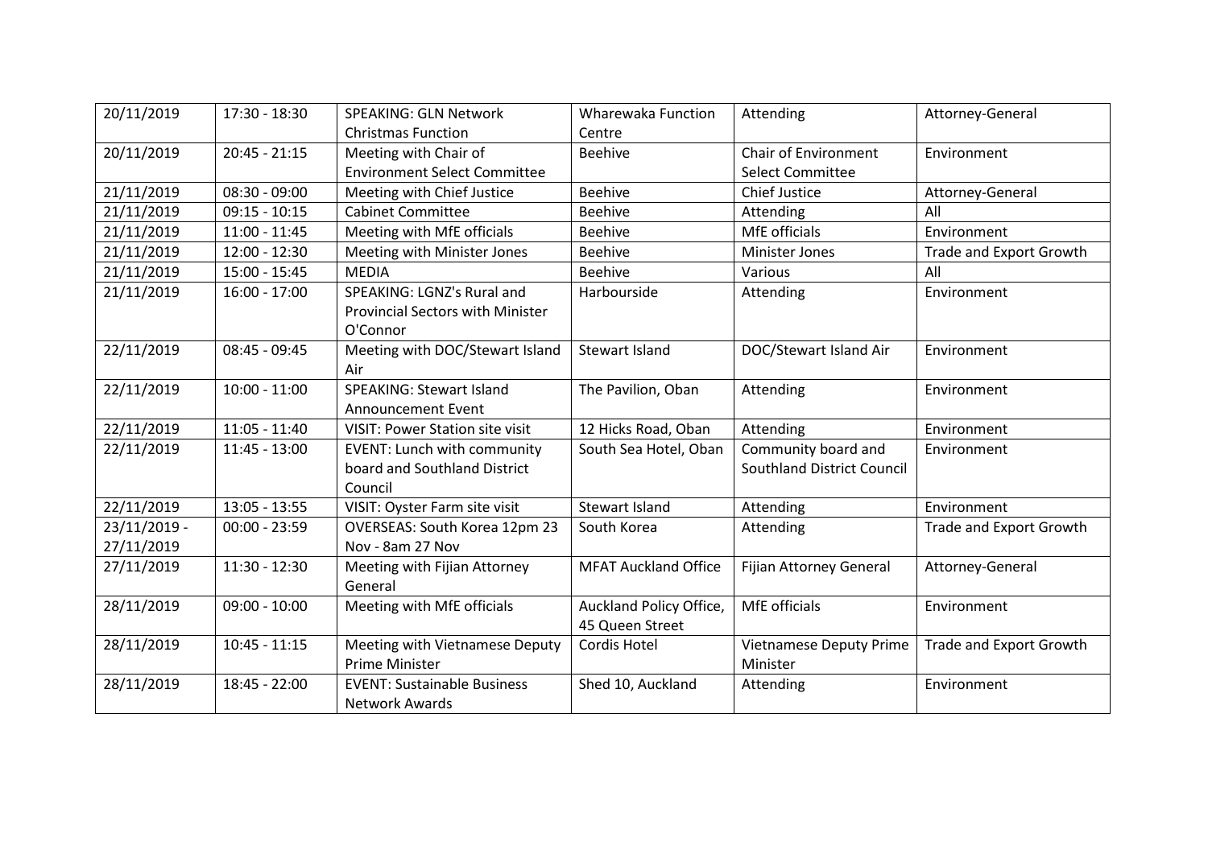| | | | | | |
|---|---|---|---|---|---|
| 20/11/2019 | 17:30 - 18:30 | SPEAKING: GLN Network Christmas Function | Wharewaka Function Centre | Attending | Attorney-General |
| 20/11/2019 | 20:45 - 21:15 | Meeting with Chair of Environment Select Committee | Beehive | Chair of Environment Select Committee | Environment |
| 21/11/2019 | 08:30 - 09:00 | Meeting with Chief Justice | Beehive | Chief Justice | Attorney-General |
| 21/11/2019 | 09:15 - 10:15 | Cabinet Committee | Beehive | Attending | All |
| 21/11/2019 | 11:00 - 11:45 | Meeting with MfE officials | Beehive | MfE officials | Environment |
| 21/11/2019 | 12:00 - 12:30 | Meeting with Minister Jones | Beehive | Minister Jones | Trade and Export Growth |
| 21/11/2019 | 15:00 - 15:45 | MEDIA | Beehive | Various | All |
| 21/11/2019 | 16:00 - 17:00 | SPEAKING: LGNZ's Rural and Provincial Sectors with Minister O'Connor | Harbourside | Attending | Environment |
| 22/11/2019 | 08:45 - 09:45 | Meeting with DOC/Stewart Island Air | Stewart Island | DOC/Stewart Island Air | Environment |
| 22/11/2019 | 10:00 - 11:00 | SPEAKING: Stewart Island Announcement Event | The Pavilion, Oban | Attending | Environment |
| 22/11/2019 | 11:05 - 11:40 | VISIT: Power Station site visit | 12 Hicks Road, Oban | Attending | Environment |
| 22/11/2019 | 11:45 - 13:00 | EVENT: Lunch with community board and Southland District Council | South Sea Hotel, Oban | Community board and Southland District Council | Environment |
| 22/11/2019 | 13:05 - 13:55 | VISIT: Oyster Farm site visit | Stewart Island | Attending | Environment |
| 23/11/2019 - 27/11/2019 | 00:00 - 23:59 | OVERSEAS: South Korea 12pm 23 Nov - 8am 27 Nov | South Korea | Attending | Trade and Export Growth |
| 27/11/2019 | 11:30 - 12:30 | Meeting with Fijian Attorney General | MFAT Auckland Office | Fijian Attorney General | Attorney-General |
| 28/11/2019 | 09:00 - 10:00 | Meeting with MfE officials | Auckland Policy Office, 45 Queen Street | MfE officials | Environment |
| 28/11/2019 | 10:45 - 11:15 | Meeting with Vietnamese Deputy Prime Minister | Cordis Hotel | Vietnamese Deputy Prime Minister | Trade and Export Growth |
| 28/11/2019 | 18:45 - 22:00 | EVENT: Sustainable Business Network Awards | Shed 10, Auckland | Attending | Environment |